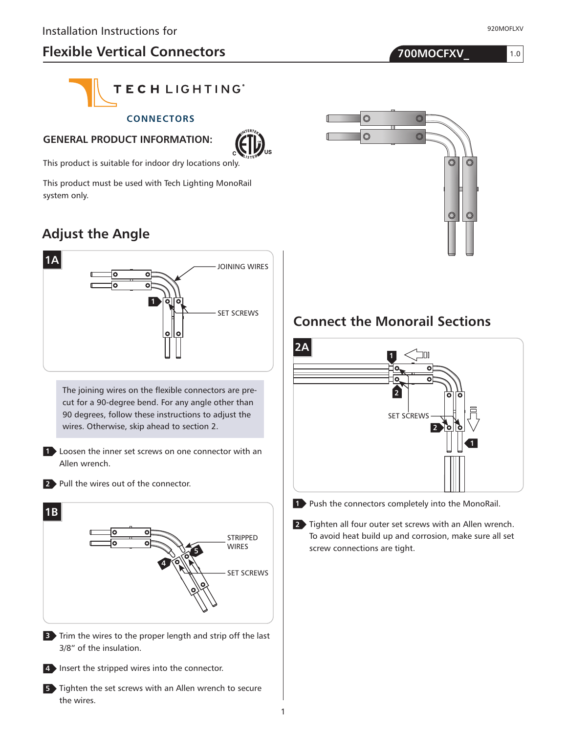Installation Instructions for

# Flexible Vertical Connectors

700MOCFXV_ 1.0

TECH LIGHTING®

CONNECTORS

## GENERAL PRODUCT INFORMATION:

This product is suitable for indoor dry locations only.

This product must be used with Tech Lighting MonoRail system only.

## Adjust the Angle

1A

JOINING WIRES

SET SCREWS

The joining wires on the flexible connectors are pre-cut for a 90-degree bend. For any angle other than 90 degrees, follow these instructions to adjust the wires. Otherwise, skip ahead to section 2.

1. Loosen the inner set screws on one connector with an Allen wrench.
2. Pull the wires out of the connector.

1B

STRIPPED WIRES

SET SCREWS

3. Trim the wires to the proper length and strip off the last 3/8" of the insulation.
4. Insert the stripped wires into the connector.
5. Tighten the set screws with an Allen wrench to secure the wires.

## Connect the Monorail Sections

2A

SET SCREWS

1. Push the connectors completely into the MonoRail.
2. Tighten all four outer set screws with an Allen wrench. To avoid heat build up and corrosion, make sure all set screw connections are tight.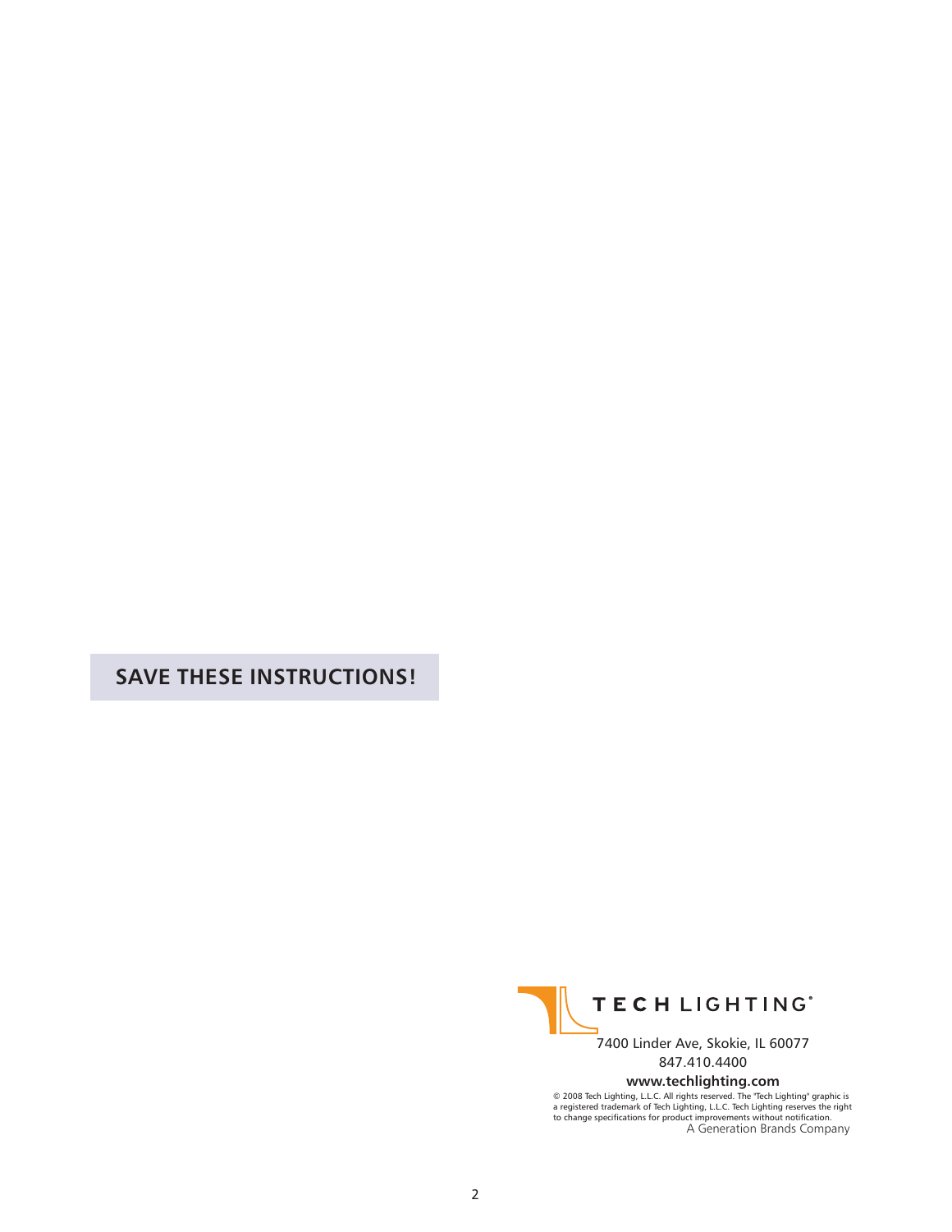**SAVE THESE INSTRUCTIONS!**

TECH LIGHTING®

7400 Linder Ave, Skokie, IL 60077

847.410.4400

**www.techlighting.com**

© 2008 Tech Lighting, L.L.C. All rights reserved. The "Tech Lighting" graphic is a registered trademark of Tech Lighting, L.L.C. Tech Lighting reserves the right to change specifications for product improvements without notification.

A Generation Brands Company